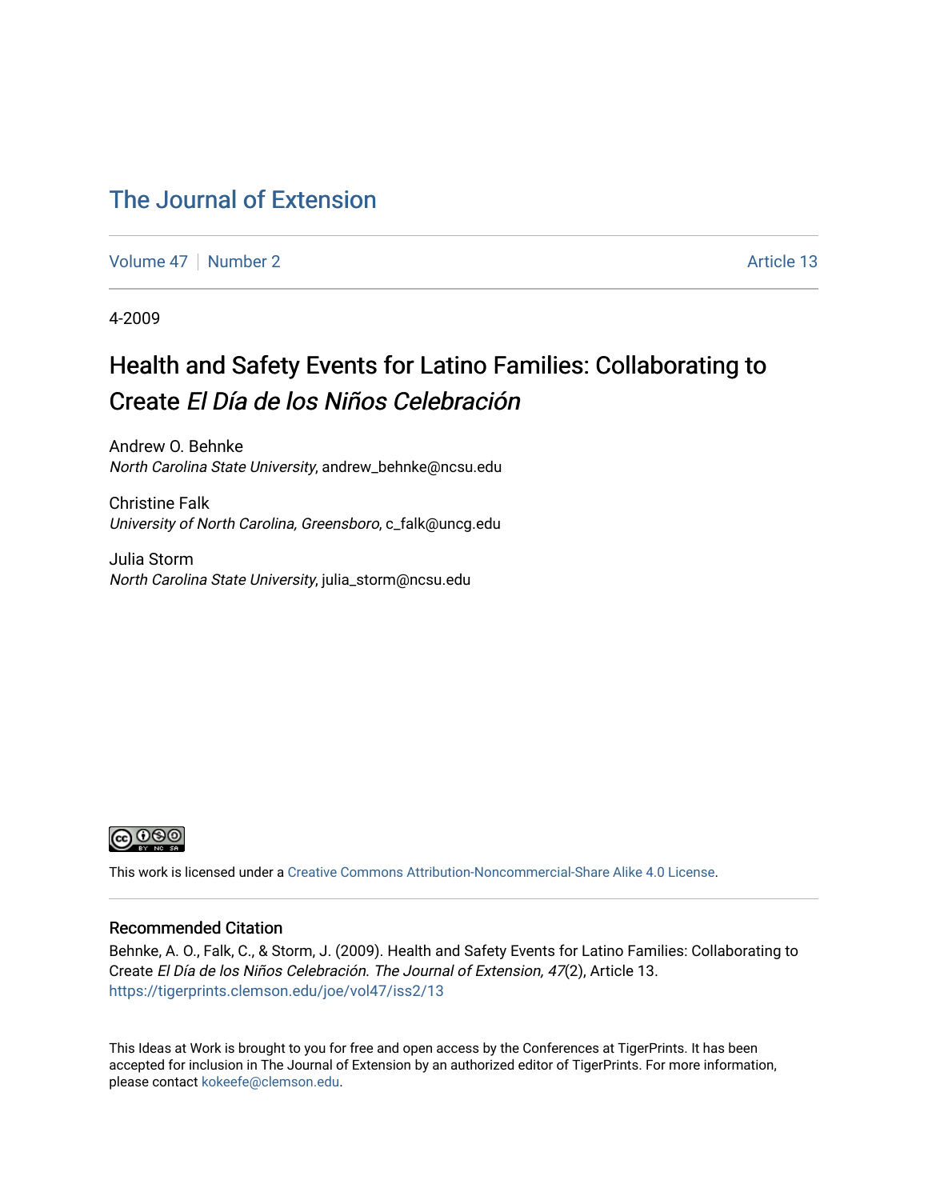# The Journal of Extension

Volume 47 | Number 2 | Article 13

4-2009

## Health and Safety Events for Latino Families: Collaborating to Create *El Día de los Niños Celebración*

Andrew O. Behnke
*North Carolina State University*, andrew_behnke@ncsu.edu

Christine Falk
*University of North Carolina, Greensboro*, c_falk@uncg.edu

Julia Storm
*North Carolina State University*, julia_storm@ncsu.edu

This work is licensed under a Creative Commons Attribution-Noncommercial-Share Alike 4.0 License.

### Recommended Citation

Behnke, A. O., Falk, C., & Storm, J. (2009). Health and Safety Events for Latino Families: Collaborating to Create *El Día de los Niños Celebración. The Journal of Extension, 47*(2), Article 13. https://tigerprints.clemson.edu/joe/vol47/iss2/13

This Ideas at Work is brought to you for free and open access by the Conferences at TigerPrints. It has been accepted for inclusion in The Journal of Extension by an authorized editor of TigerPrints. For more information, please contact kokeefe@clemson.edu.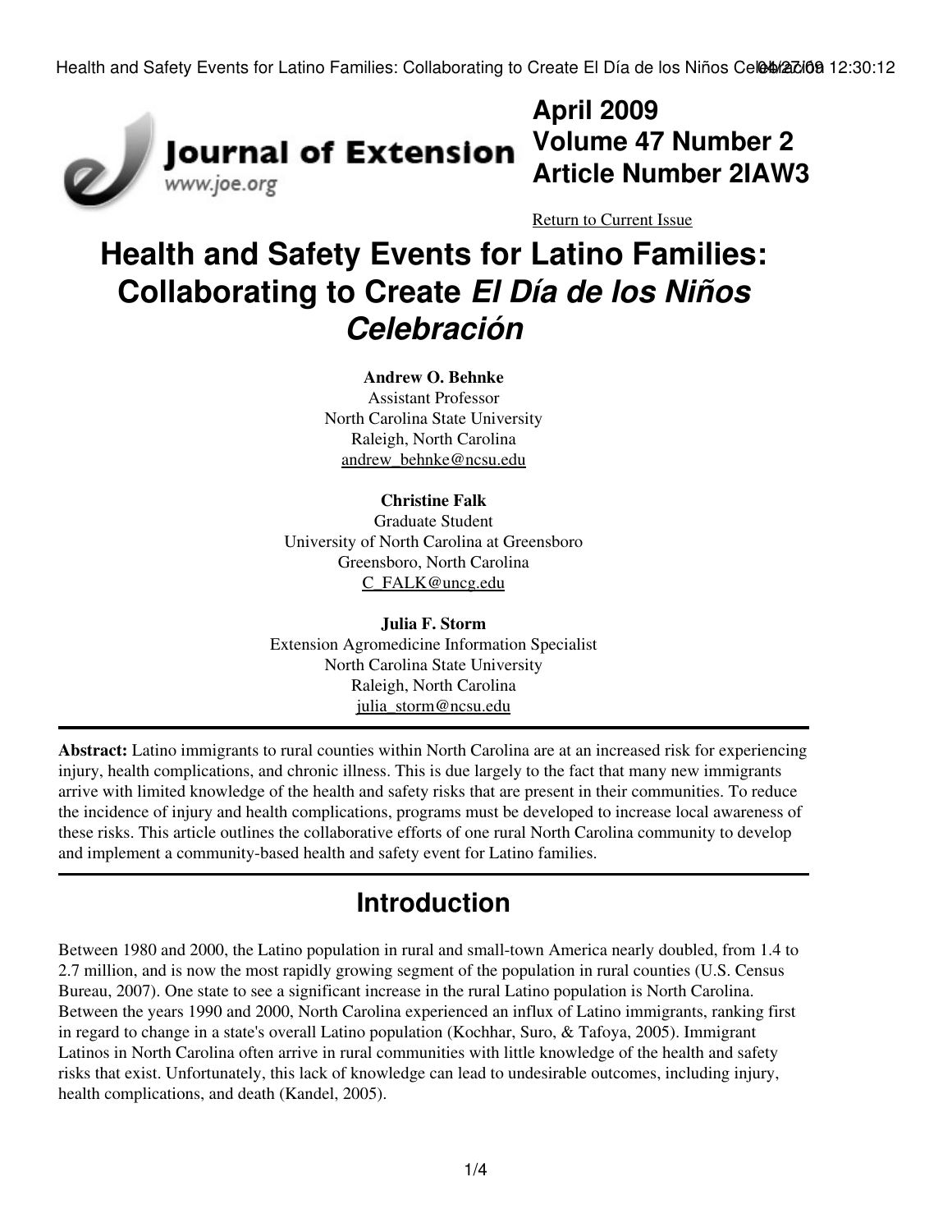# Health and Safety Events for Latino Families: Collaborating to Create *El Día de los Niños Celebración*

**April 2009**
**Volume 47 Number 2**
**Article Number 2IAW3**

Return to Current Issue

**Andrew O. Behnke**
Assistant Professor
North Carolina State University
Raleigh, North Carolina
andrew_behnke@ncsu.edu

**Christine Falk**
Graduate Student
University of North Carolina at Greensboro
Greensboro, North Carolina
C_FALK@uncg.edu

**Julia F. Storm**
Extension Agromedicine Information Specialist
North Carolina State University
Raleigh, North Carolina
julia_storm@ncsu.edu

---

**Abstract:** Latino immigrants to rural counties within North Carolina are at an increased risk for experiencing injury, health complications, and chronic illness. This is due largely to the fact that many new immigrants arrive with limited knowledge of the health and safety risks that are present in their communities. To reduce the incidence of injury and health complications, programs must be developed to increase local awareness of these risks. This article outlines the collaborative efforts of one rural North Carolina community to develop and implement a community-based health and safety event for Latino families.

---

## Introduction

Between 1980 and 2000, the Latino population in rural and small-town America nearly doubled, from 1.4 to 2.7 million, and is now the most rapidly growing segment of the population in rural counties (U.S. Census Bureau, 2007). One state to see a significant increase in the rural Latino population is North Carolina. Between the years 1990 and 2000, North Carolina experienced an influx of Latino immigrants, ranking first in regard to change in a state's overall Latino population (Kochhar, Suro, & Tafoya, 2005). Immigrant Latinos in North Carolina often arrive in rural communities with little knowledge of the health and safety risks that exist. Unfortunately, this lack of knowledge can lead to undesirable outcomes, including injury, health complications, and death (Kandel, 2005).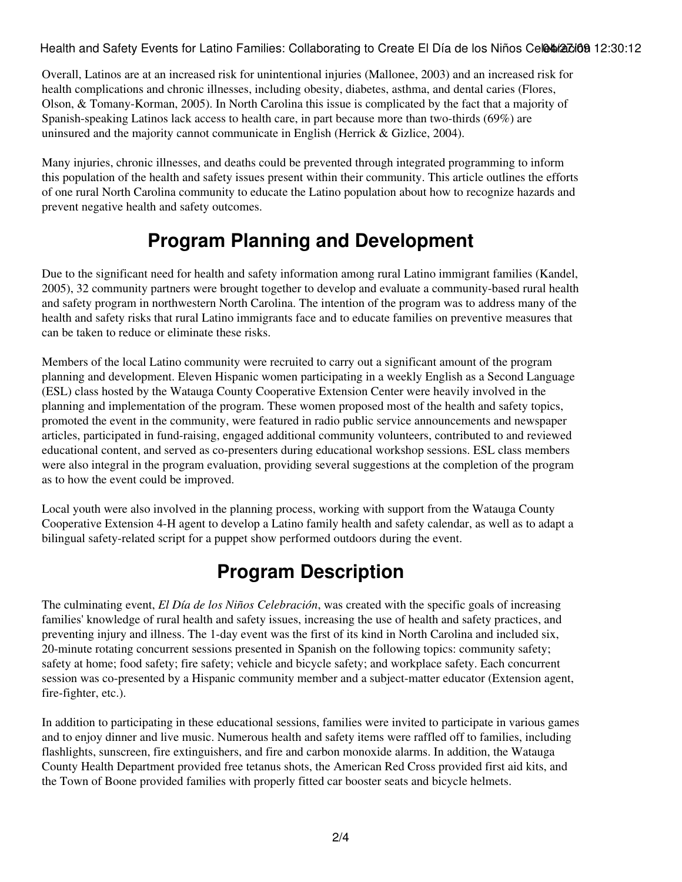Overall, Latinos are at an increased risk for unintentional injuries (Mallonee, 2003) and an increased risk for health complications and chronic illnesses, including obesity, diabetes, asthma, and dental caries (Flores, Olson, & Tomany-Korman, 2005). In North Carolina this issue is complicated by the fact that a majority of Spanish-speaking Latinos lack access to health care, in part because more than two-thirds (69%) are uninsured and the majority cannot communicate in English (Herrick & Gizlice, 2004).

Many injuries, chronic illnesses, and deaths could be prevented through integrated programming to inform this population of the health and safety issues present within their community. This article outlines the efforts of one rural North Carolina community to educate the Latino population about how to recognize hazards and prevent negative health and safety outcomes.

## Program Planning and Development

Due to the significant need for health and safety information among rural Latino immigrant families (Kandel, 2005), 32 community partners were brought together to develop and evaluate a community-based rural health and safety program in northwestern North Carolina. The intention of the program was to address many of the health and safety risks that rural Latino immigrants face and to educate families on preventive measures that can be taken to reduce or eliminate these risks.

Members of the local Latino community were recruited to carry out a significant amount of the program planning and development. Eleven Hispanic women participating in a weekly English as a Second Language (ESL) class hosted by the Watauga County Cooperative Extension Center were heavily involved in the planning and implementation of the program. These women proposed most of the health and safety topics, promoted the event in the community, were featured in radio public service announcements and newspaper articles, participated in fund-raising, engaged additional community volunteers, contributed to and reviewed educational content, and served as co-presenters during educational workshop sessions. ESL class members were also integral in the program evaluation, providing several suggestions at the completion of the program as to how the event could be improved.

Local youth were also involved in the planning process, working with support from the Watauga County Cooperative Extension 4-H agent to develop a Latino family health and safety calendar, as well as to adapt a bilingual safety-related script for a puppet show performed outdoors during the event.

## Program Description

The culminating event, *El Día de los Niños Celebración*, was created with the specific goals of increasing families' knowledge of rural health and safety issues, increasing the use of health and safety practices, and preventing injury and illness. The 1-day event was the first of its kind in North Carolina and included six, 20-minute rotating concurrent sessions presented in Spanish on the following topics: community safety; safety at home; food safety; fire safety; vehicle and bicycle safety; and workplace safety. Each concurrent session was co-presented by a Hispanic community member and a subject-matter educator (Extension agent, fire-fighter, etc.).

In addition to participating in these educational sessions, families were invited to participate in various games and to enjoy dinner and live music. Numerous health and safety items were raffled off to families, including flashlights, sunscreen, fire extinguishers, and fire and carbon monoxide alarms. In addition, the Watauga County Health Department provided free tetanus shots, the American Red Cross provided first aid kits, and the Town of Boone provided families with properly fitted car booster seats and bicycle helmets.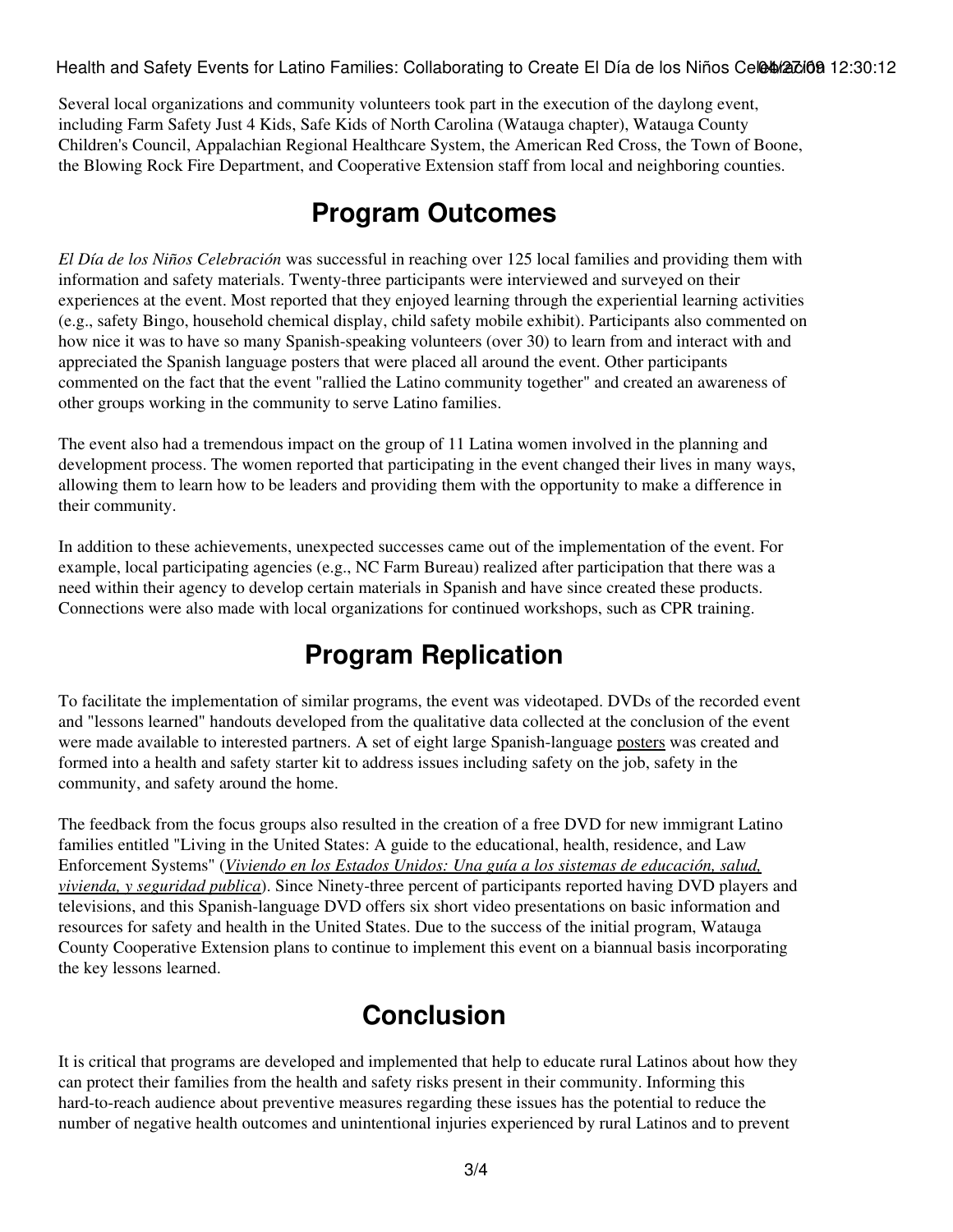Several local organizations and community volunteers took part in the execution of the daylong event, including Farm Safety Just 4 Kids, Safe Kids of North Carolina (Watauga chapter), Watauga County Children's Council, Appalachian Regional Healthcare System, the American Red Cross, the Town of Boone, the Blowing Rock Fire Department, and Cooperative Extension staff from local and neighboring counties.

## Program Outcomes

*El Día de los Niños Celebración* was successful in reaching over 125 local families and providing them with information and safety materials. Twenty-three participants were interviewed and surveyed on their experiences at the event. Most reported that they enjoyed learning through the experiential learning activities (e.g., safety Bingo, household chemical display, child safety mobile exhibit). Participants also commented on how nice it was to have so many Spanish-speaking volunteers (over 30) to learn from and interact with and appreciated the Spanish language posters that were placed all around the event. Other participants commented on the fact that the event "rallied the Latino community together" and created an awareness of other groups working in the community to serve Latino families.

The event also had a tremendous impact on the group of 11 Latina women involved in the planning and development process. The women reported that participating in the event changed their lives in many ways, allowing them to learn how to be leaders and providing them with the opportunity to make a difference in their community.

In addition to these achievements, unexpected successes came out of the implementation of the event. For example, local participating agencies (e.g., NC Farm Bureau) realized after participation that there was a need within their agency to develop certain materials in Spanish and have since created these products. Connections were also made with local organizations for continued workshops, such as CPR training.

## Program Replication

To facilitate the implementation of similar programs, the event was videotaped. DVDs of the recorded event and "lessons learned" handouts developed from the qualitative data collected at the conclusion of the event were made available to interested partners. A set of eight large Spanish-language posters was created and formed into a health and safety starter kit to address issues including safety on the job, safety in the community, and safety around the home.

The feedback from the focus groups also resulted in the creation of a free DVD for new immigrant Latino families entitled "Living in the United States: A guide to the educational, health, residence, and Law Enforcement Systems" (*Viviendo en los Estados Unidos: Una guía a los sistemas de educación, salud, vivienda, y seguridad publica*). Since Ninety-three percent of participants reported having DVD players and televisions, and this Spanish-language DVD offers six short video presentations on basic information and resources for safety and health in the United States. Due to the success of the initial program, Watauga County Cooperative Extension plans to continue to implement this event on a biannual basis incorporating the key lessons learned.

## Conclusion

It is critical that programs are developed and implemented that help to educate rural Latinos about how they can protect their families from the health and safety risks present in their community. Informing this hard-to-reach audience about preventive measures regarding these issues has the potential to reduce the number of negative health outcomes and unintentional injuries experienced by rural Latinos and to prevent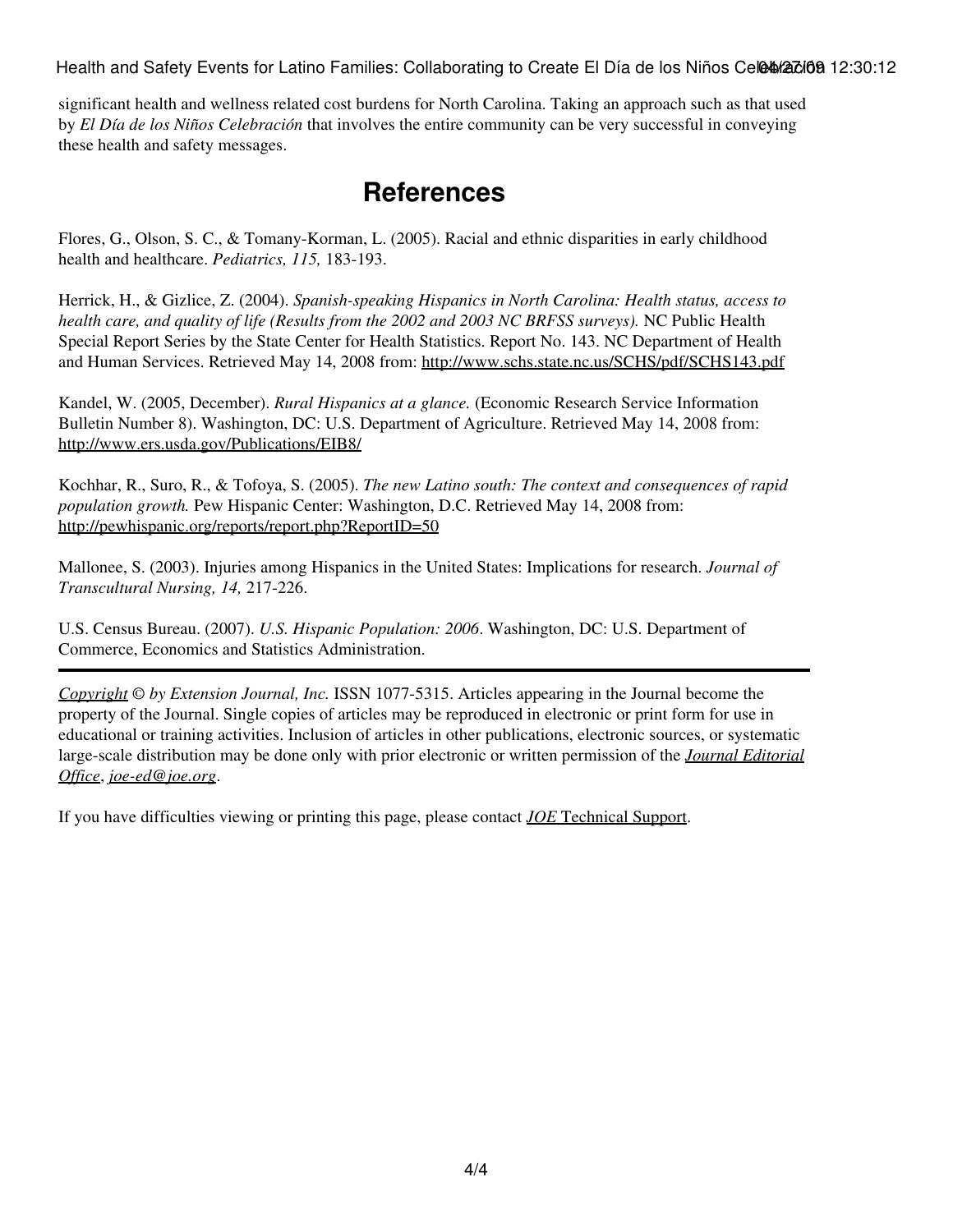significant health and wellness related cost burdens for North Carolina. Taking an approach such as that used by *El Día de los Niños Celebración* that involves the entire community can be very successful in conveying these health and safety messages.

## References

Flores, G., Olson, S. C., & Tomany-Korman, L. (2005). Racial and ethnic disparities in early childhood health and healthcare. *Pediatrics, 115,* 183-193.

Herrick, H., & Gizlice, Z. (2004). *Spanish-speaking Hispanics in North Carolina: Health status, access to health care, and quality of life (Results from the 2002 and 2003 NC BRFSS surveys).* NC Public Health Special Report Series by the State Center for Health Statistics. Report No. 143. NC Department of Health and Human Services. Retrieved May 14, 2008 from: http://www.schs.state.nc.us/SCHS/pdf/SCHS143.pdf

Kandel, W. (2005, December). *Rural Hispanics at a glance.* (Economic Research Service Information Bulletin Number 8). Washington, DC: U.S. Department of Agriculture. Retrieved May 14, 2008 from: http://www.ers.usda.gov/Publications/EIB8/

Kochhar, R., Suro, R., & Tofoya, S. (2005). *The new Latino south: The context and consequences of rapid population growth.* Pew Hispanic Center: Washington, D.C. Retrieved May 14, 2008 from: http://pewhispanic.org/reports/report.php?ReportID=50

Mallonee, S. (2003). Injuries among Hispanics in the United States: Implications for research. *Journal of Transcultural Nursing, 14,* 217-226.

U.S. Census Bureau. (2007). *U.S. Hispanic Population: 2006*. Washington, DC: U.S. Department of Commerce, Economics and Statistics Administration.

---

*Copyright © by Extension Journal, Inc.* ISSN 1077-5315. Articles appearing in the Journal become the property of the Journal. Single copies of articles may be reproduced in electronic or print form for use in educational or training activities. Inclusion of articles in other publications, electronic sources, or systematic large-scale distribution may be done only with prior electronic or written permission of the *Journal Editorial Office*, *joe-ed@joe.org*.

If you have difficulties viewing or printing this page, please contact *JOE* Technical Support.